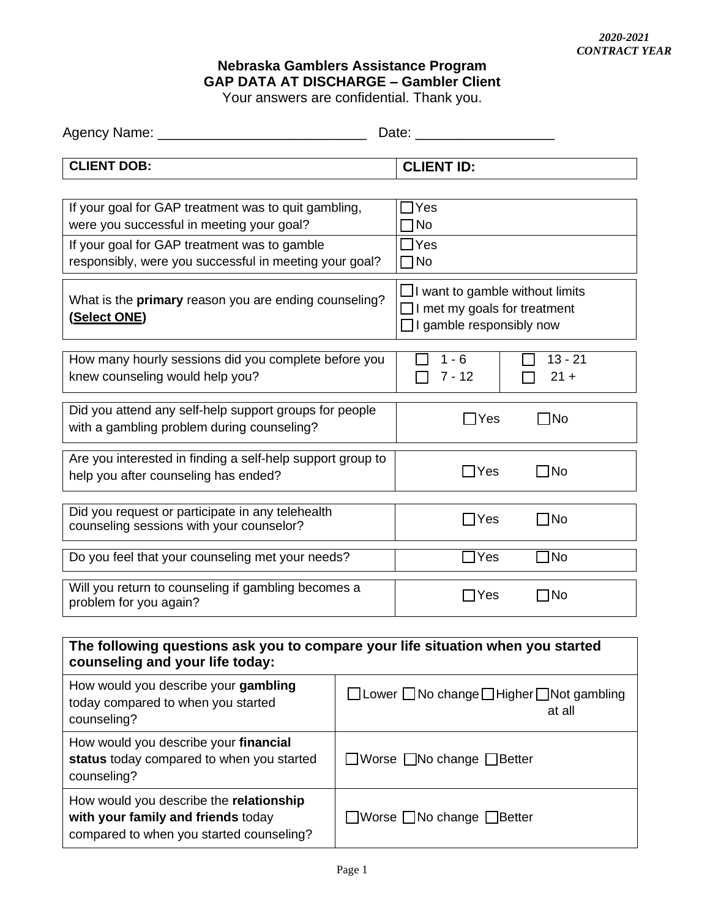*2020-2021*
*CONTRACT YEAR*

**Nebraska Gamblers Assistance Program**
**GAP DATA AT DISCHARGE – Gambler Client**
Your answers are confidential. Thank you.

Agency Name: ___________________________ Date: _________________

| **CLIENT DOB:** | **CLIENT ID:** |
|---|---|

| | |
|---|---|
| If your goal for GAP treatment was to quit gambling, were you successful in meeting your goal? | ☐ Yes<br>☐ No |
| If your goal for GAP treatment was to gamble responsibly, were you successful in meeting your goal? | ☐ Yes<br>☐ No |

| | |
|---|---|
| What is the **primary** reason you are ending counseling? **(Select ONE)** | ☐ I want to gamble without limits<br>☐ I met my goals for treatment<br>☐ I gamble responsibly now |

| | | |
|---|---|---|
| How many hourly sessions did you complete before you knew counseling would help you? | ☐ 1 - 6<br>☐ 7 - 12 | ☐ 13 - 21<br>☐ 21 + |

| | |
|---|---|
| Did you attend any self-help support groups for people with a gambling problem during counseling? | ☐ Yes ☐ No |

| | |
|---|---|
| Are you interested in finding a self-help support group to help you after counseling has ended? | ☐ Yes ☐ No |

| | |
|---|---|
| Did you request or participate in any telehealth counseling sessions with your counselor? | ☐ Yes ☐ No |

| | |
|---|---|
| Do you feel that your counseling met your needs? | ☐ Yes ☐ No |

| | |
|---|---|
| Will you return to counseling if gambling becomes a problem for you again? | ☐ Yes ☐ No |

| **The following questions ask you to compare your life situation when you started counseling and your life today:** | |
|---|---|
| How would you describe your **gambling** today compared to when you started counseling? | ☐ Lower ☐ No change ☐ Higher ☐ Not gambling at all |
| How would you describe your **financial status** today compared to when you started counseling? | ☐ Worse ☐ No change ☐ Better |
| How would you describe the **relationship with your family and friends** today compared to when you started counseling? | ☐ Worse ☐ No change ☐ Better |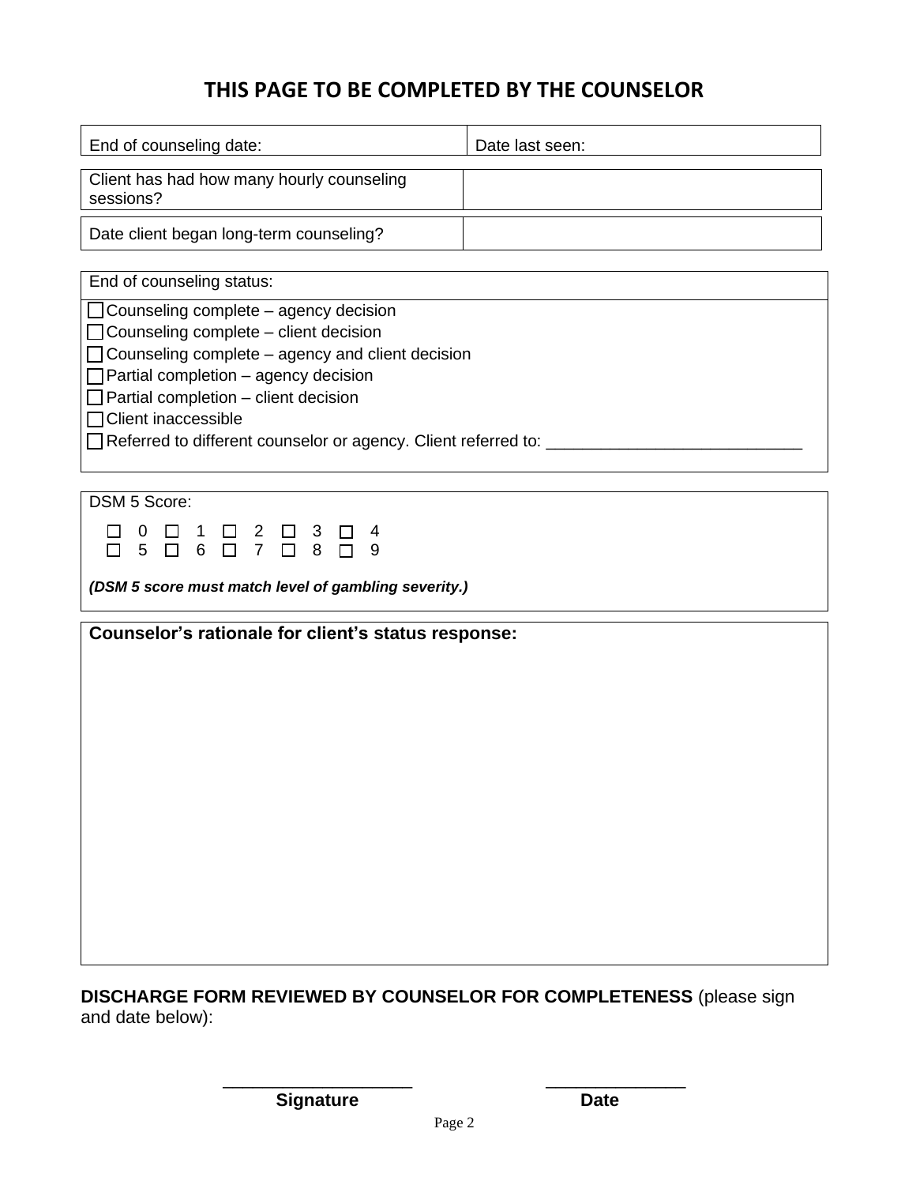# THIS PAGE TO BE COMPLETED BY THE COUNSELOR

| | |
|---|---|
| End of counseling date: | Date last seen: |

| | |
|---|---|
| Client has had how many hourly counseling sessions? | |
| Date client began long-term counseling? | |

End of counseling status:

- ☐ Counseling complete – agency decision
- ☐ Counseling complete – client decision
- ☐ Counseling complete – agency and client decision
- ☐ Partial completion – agency decision
- ☐ Partial completion – client decision
- ☐ Client inaccessible
- ☐ Referred to different counselor or agency. Client referred to: ___________________________

DSM 5 Score:

☐ 0 ☐ 1 ☐ 2 ☐ 3 ☐ 4
☐ 5 ☐ 6 ☐ 7 ☐ 8 ☐ 9

***(DSM 5 score must match level of gambling severity.)***

**Counselor's rationale for client's status response:**

**DISCHARGE FORM REVIEWED BY COUNSELOR FOR COMPLETENESS** (please sign and date below):

___________________ ______________
**Signature** **Date**